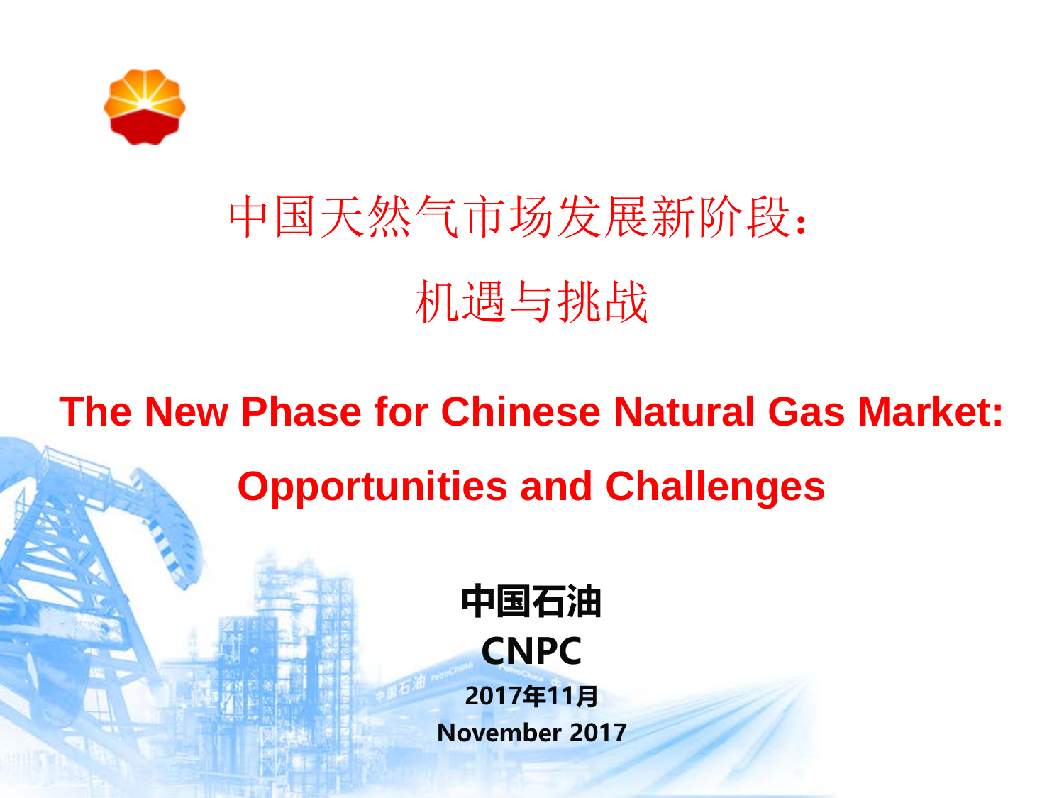# 中国天然气市场发展新阶段：机遇与挑战

# The New Phase for Chinese Natural Gas Market: Opportunities and Challenges

**中国石油**

**CNPC**

**2017年11月**

**November 2017**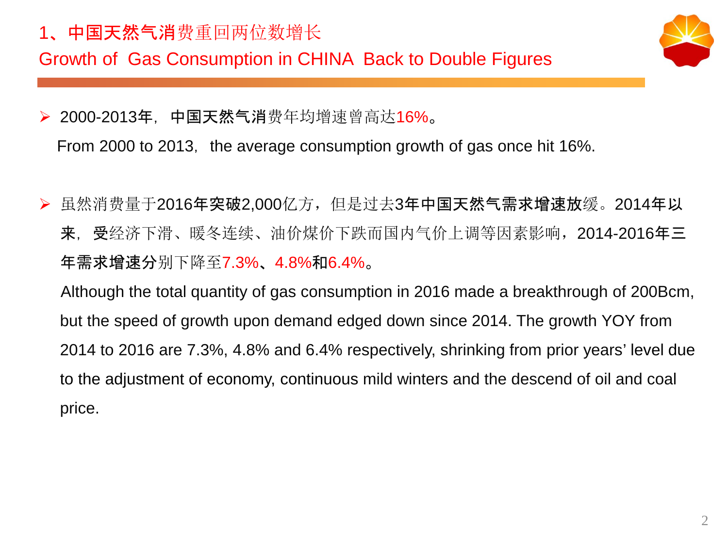# 1、中国天然气消费重回两位数增长

# Growth of Gas Consumption in CHINA Back to Double Figures

- 2000-2013年，中国天然气消费年均增速曾高达16%。

  From 2000 to 2013，the average consumption growth of gas once hit 16%.

- 虽然消费量于2016年突破2,000亿方，但是过去3年中国天然气需求增速放缓。2014年以来，受经济下滑、暖冬连续、油价煤价下跌而国内气价上调等因素影响，2014-2016年三年需求增速分别下降至7.3%、4.8%和6.4%。

  Although the total quantity of gas consumption in 2016 made a breakthrough of 200Bcm, but the speed of growth upon demand edged down since 2014. The growth YOY from 2014 to 2016 are 7.3%, 4.8% and 6.4% respectively, shrinking from prior years' level due to the adjustment of economy, continuous mild winters and the descend of oil and coal price.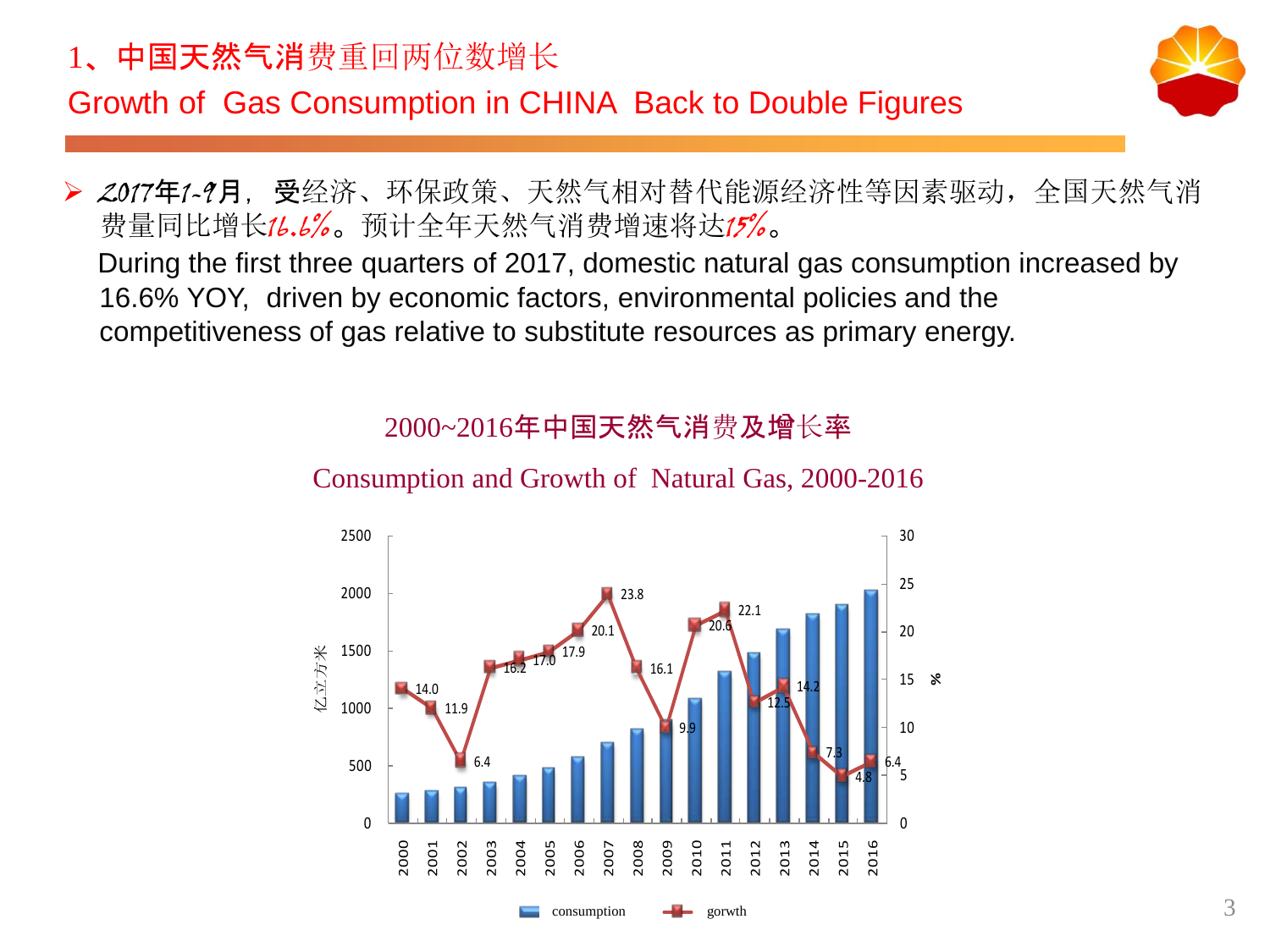# 1、中国天然气消费重回两位数增长

# Growth of Gas Consumption in CHINA Back to Double Figures

- *2017*年*1-9*月，受经济、环保政策、天然气相对替代能源经济性等因素驱动，全国天然气消费量同比增长*16.6%*。预计全年天然气消费增速将达*15%*。

  During the first three quarters of 2017, domestic natural gas consumption increased by 16.6% YOY, driven by economic factors, environmental policies and the competitiveness of gas relative to substitute resources as primary energy.

## 2000~2016年中国天然气消费及增长率

## Consumption and Growth of Natural Gas, 2000-2016

| Year | gorwth (%) |
|---|---|
| 2000 | 14.0 |
| 2001 | 11.9 |
| 2002 | 6.4 |
| 2003 | 16.2 |
| 2004 | 17.0 |
| 2005 | 17.9 |
| 2006 | 20.1 |
| 2007 | 23.8 |
| 2008 | 16.1 |
| 2009 | 9.9 |
| 2010 | 20.6 |
| 2011 | 22.1 |
| 2012 | 12.5 |
| 2013 | 14.2 |
| 2014 | 7.3 |
| 2015 | 4.8 |
| 2016 | 6.4 |

Left axis: 亿立方米 (0–2500); Right axis: % (0–30). Legend: consumption, gorwth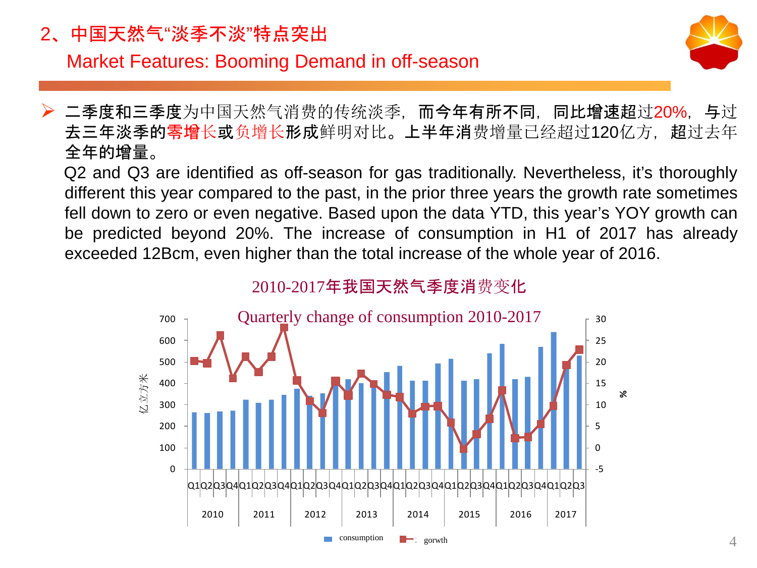## 2、中国天然气“淡季不淡”特点突出

### Market Features: Booming Demand in off-season

- 二季度和三季度为中国天然气消费的传统淡季，而今年有所不同，同比增速超过20%，与过去三年淡季的零增长或负增长形成鲜明对比。上半年消费增量已经超过120亿方，超过去年全年的增量。

  Q2 and Q3 are identified as off-season for gas traditionally. Nevertheless, it’s thoroughly different this year compared to the past, in the prior three years the growth rate sometimes fell down to zero or even negative. Based upon the data YTD, this year’s YOY growth can be predicted beyond 20%. The increase of consumption in H1 of 2017 has already exceeded 12Bcm, even higher than the total increase of the whole year of 2016.

2010-2017年我国天然气季度消费变化

Quarterly change of consumption 2010-2017

(Chart: left axis 亿立方米 0–700; right axis % -5–30; bars: consumption; line: gorwth; quarters Q1–Q4 for 2010–2016, Q1–Q3 for 2017)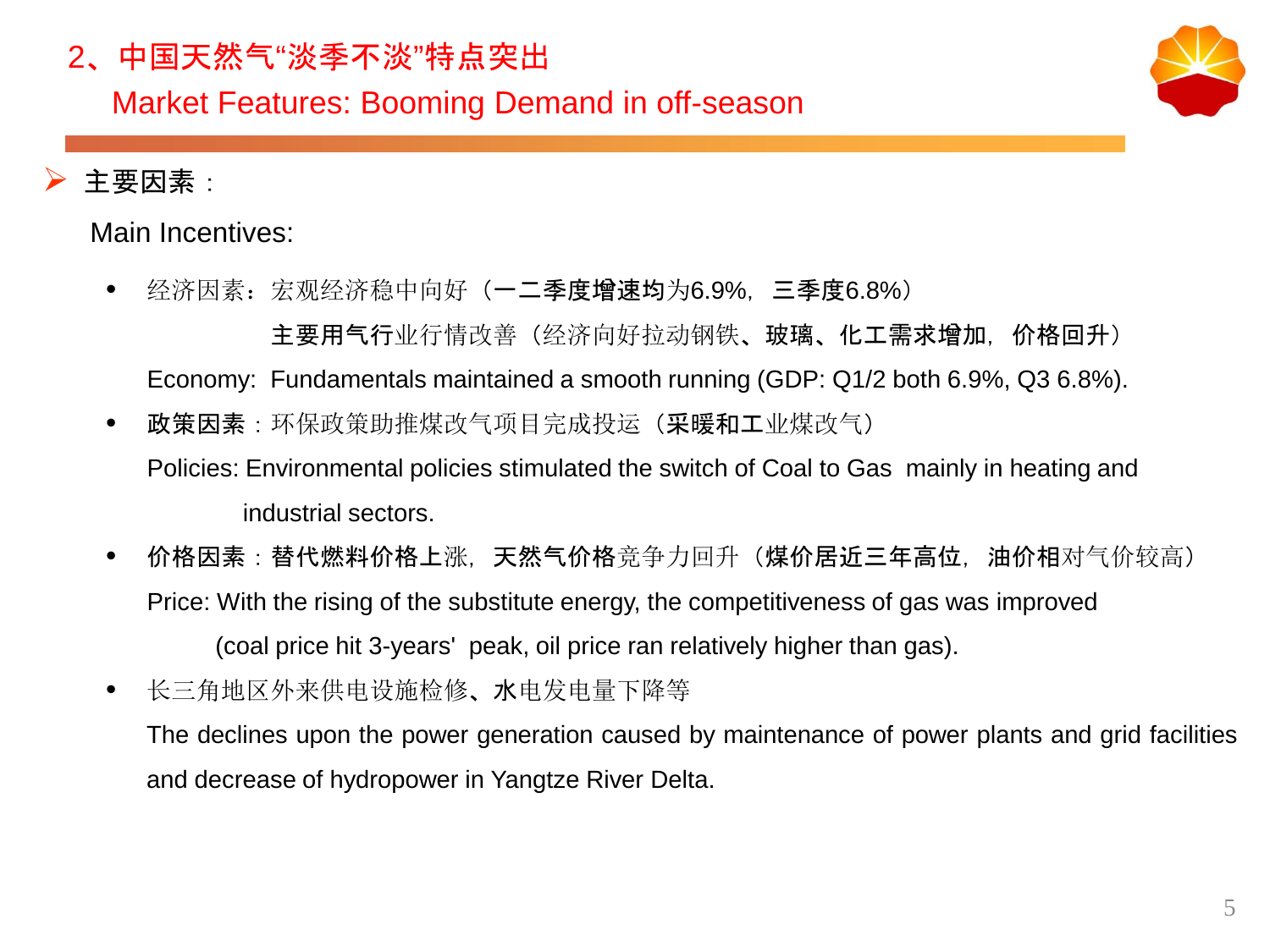## 2、中国天然气“淡季不淡”特点突出

## Market Features: Booming Demand in off-season

- 主要因素：

  Main Incentives:

  - 经济因素：宏观经济稳中向好（一二季度增速均为6.9%，三季度6.8%）

    主要用气行业行情改善（经济向好拉动钢铁、玻璃、化工需求增加，价格回升）

    Economy: Fundamentals maintained a smooth running (GDP: Q1/2 both 6.9%, Q3 6.8%).

  - 政策因素：环保政策助推煤改气项目完成投运（采暖和工业煤改气）

    Policies: Environmental policies stimulated the switch of Coal to Gas mainly in heating and industrial sectors.

  - 价格因素：替代燃料价格上涨，天然气价格竞争力回升（煤价居近三年高位，油价相对气价较高）

    Price: With the rising of the substitute energy, the competitiveness of gas was improved (coal price hit 3-years' peak, oil price ran relatively higher than gas).

  - 长三角地区外来供电设施检修、水电发电量下降等

    The declines upon the power generation caused by maintenance of power plants and grid facilities and decrease of hydropower in Yangtze River Delta.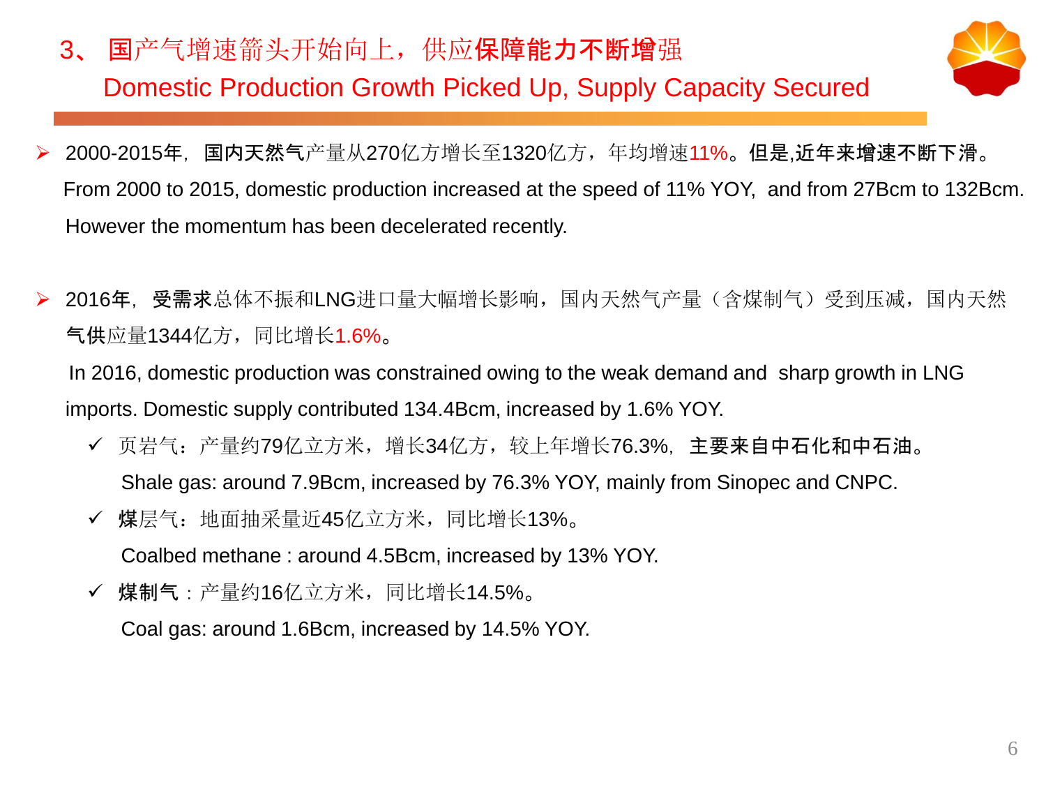## 3、国产气增速箭头开始向上，供应**保障能力不断增**强

## Domestic Production Growth Picked Up, Supply Capacity Secured

- 2000-2015年，**国内天然气**产量从270亿方增长至1320亿方，年均增速11%。**但是,近年来增速不断下滑。**

  From 2000 to 2015, domestic production increased at the speed of 11% YOY, and from 27Bcm to 132Bcm. However the momentum has been decelerated recently.

- 2016年，**受需求**总体不振和LNG进口量大幅增长影响，国内天然气产量（含煤制气）受到压减，国内天然**气供**应量1344亿方，同比增长1.6%。

  In 2016, domestic production was constrained owing to the weak demand and sharp growth in LNG imports. Domestic supply contributed 134.4Bcm, increased by 1.6% YOY.

  - ✓ 页岩气：产量约79亿立方米，增长34亿方，较上年增长76.3%，**主要来自中石化和中石油。**

    Shale gas: around 7.9Bcm, increased by 76.3% YOY, mainly from Sinopec and CNPC.

  - ✓ **煤**层气：地面抽采量近45亿立方米，同比增长13%。

    Coalbed methane : around 4.5Bcm, increased by 13% YOY.

  - ✓ **煤制气**：产量约16亿立方米，同比增长14.5%。

    Coal gas: around 1.6Bcm, increased by 14.5% YOY.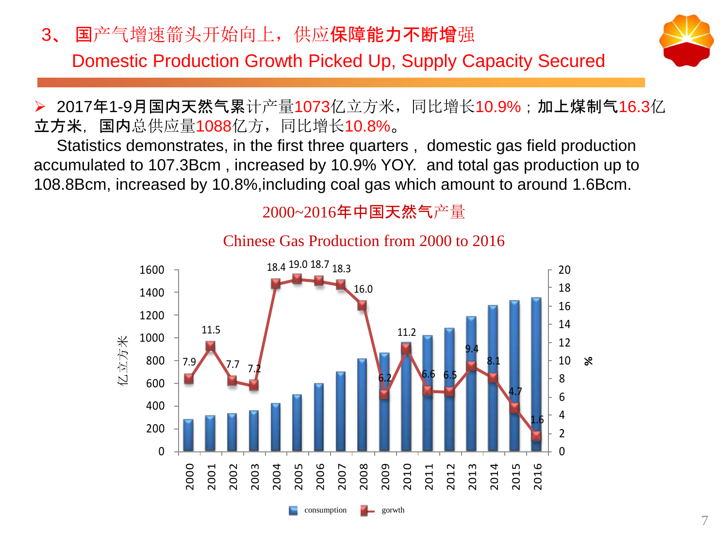## 3、 国产气增速箭头开始向上，供应保障能力不断增强

## Domestic Production Growth Picked Up, Supply Capacity Secured

- 2017年1-9月国内天然气累计产量1073亿立方米，同比增长10.9%；加上煤制气16.3亿立方米，国内总供应量1088亿方，同比增长10.8%。

  Statistics demonstrates, in the first three quarters , domestic gas field production accumulated to 107.3Bcm , increased by 10.9% YOY. and total gas production up to 108.8Bcm, increased by 10.8%,including coal gas which amount to around 1.6Bcm.

2000~2016年中国天然气产量

Chinese Gas Production from 2000 to 2016

| Year | growth (%) |
|---|---|
| 2000 | 7.9 |
| 2001 | 11.5 |
| 2002 | 7.7 |
| 2003 | 7.2 |
| 2004 | 18.4 |
| 2005 | 19.0 |
| 2006 | 18.7 |
| 2007 | 18.3 |
| 2008 | 16.0 |
| 2009 | 6.2 |
| 2010 | 11.2 |
| 2011 | 6.6 |
| 2012 | 6.5 |
| 2013 | 9.4 |
| 2014 | 8.1 |
| 2015 | 4.7 |
| 2016 | 1.6 |

Left axis: 亿立方米 (consumption); Right axis: % (gorwth)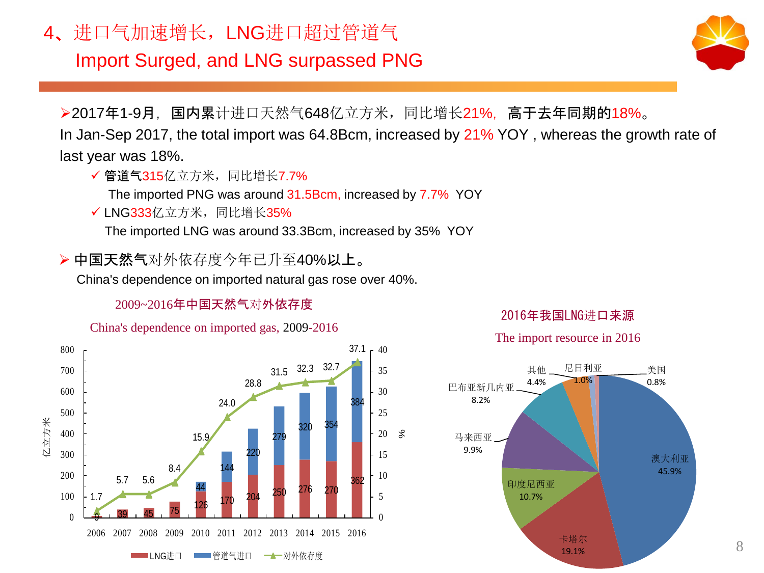# 4、进口气加速增长，LNG进口超过管道气

## Import Surged, and LNG surpassed PNG

- 2017年1-9月，**国内累**计进口天然气648亿立方米，同比增长21%，**高于去年同期的**18%。
  In Jan-Sep 2017, the total import was 64.8Bcm, increased by 21% YOY , whereas the growth rate of last year was 18%.
  - ✓ **管道气**315亿立方米，同比增长7.7%
    The imported PNG was around 31.5Bcm, increased by 7.7% YOY
  - ✓ LNG333亿立方米，同比增长35%
    The imported LNG was around 33.3Bcm, increased by 35% YOY

- **中国天然气**对外依存度今年已升至40%**以上**。
  China's dependence on imported natural gas rose over 40%.

**2009~2016年中国天然气对外依存度**

China's dependence on imported gas, 2009-2016

| 年份 | LNG进口（亿立方米） | 管道气进口（亿立方米） | 对外依存度（%） |
|---|---|---|---|
| 2006 | 9 | | 1.7 |
| 2007 | 39 | | 5.7 |
| 2008 | 45 | | 5.6 |
| 2009 | 75 | | 8.4 |
| 2010 | 126 | 44 | 15.9 |
| 2011 | 170 | 144 | 24.0 |
| 2012 | 204 | 220 | 28.8 |
| 2013 | 250 | 279 | 31.5 |
| 2014 | 276 | 320 | 32.3 |
| 2015 | 270 | 354 | 32.7 |
| 2016 | 362 | 384 | 37.1 |

**2016年我国LNG进口来源**

The import resource in 2016

| 来源 | 比例 |
|---|---|
| 澳大利亚 | 45.9% |
| 卡塔尔 | 19.1% |
| 印度尼西亚 | 10.7% |
| 马来西亚 | 9.9% |
| 巴布亚新几内亚 | 8.2% |
| 其他 | 4.4% |
| 尼日利亚 | 1.0% |
| 美国 | 0.8% |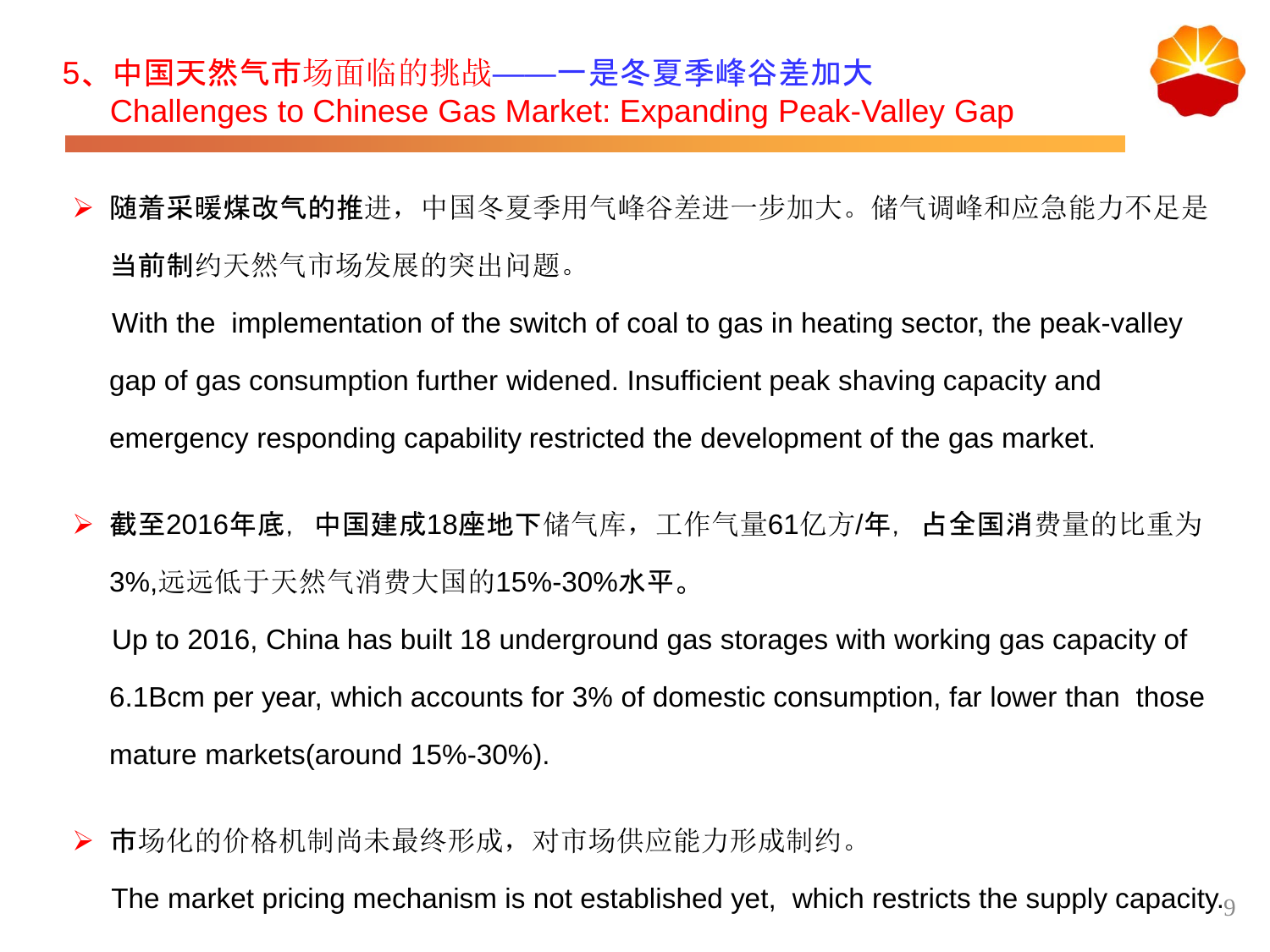# 5、中国天然气市场面临的挑战——一是冬夏季峰谷差加大

## Challenges to Chinese Gas Market: Expanding Peak-Valley Gap

- **随着采暖煤改气的推**进，中国冬夏季用气峰谷差进一步加大。储气调峰和应急能力不足是**当前制**约天然气市场发展的突出问题。

  With the implementation of the switch of coal to gas in heating sector, the peak-valley gap of gas consumption further widened. Insufficient peak shaving capacity and emergency responding capability restricted the development of the gas market.

- **截至2016年底，中国建成18座地下**储气库，工作气量61亿方/年，**占全国消**费量的比重为3%,远远低于天然气消费大国的15%-30%水平。

  Up to 2016, China has built 18 underground gas storages with working gas capacity of 6.1Bcm per year, which accounts for 3% of domestic consumption, far lower than those mature markets(around 15%-30%).

- **市**场化的价格机制尚未最终形成，对市场供应能力形成制约。

  The market pricing mechanism is not established yet, which restricts the supply capacity.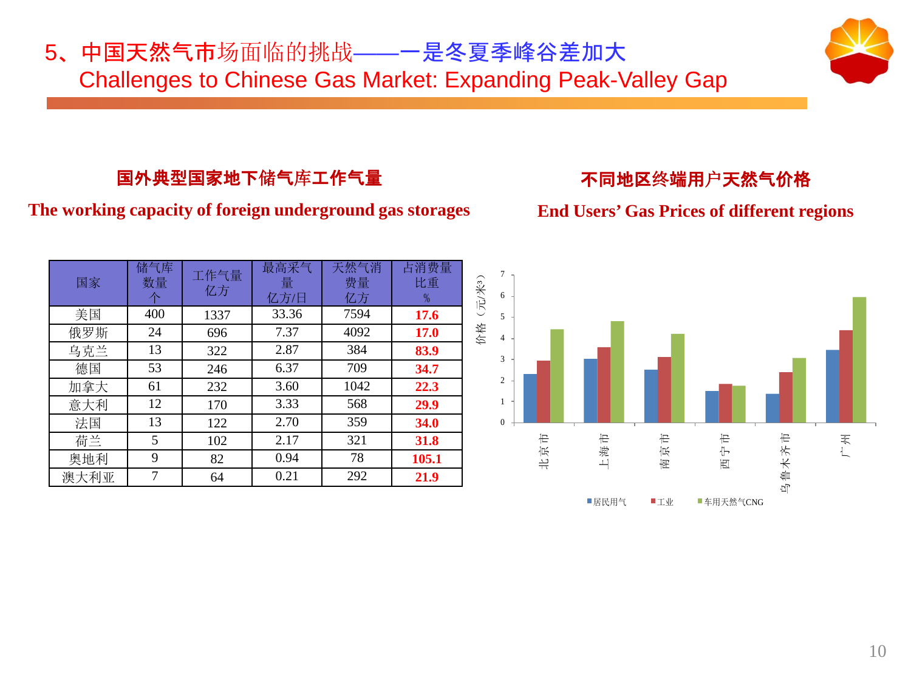# 5、中国天然气市场面临的挑战——一是冬夏季峰谷差加大
# Challenges to Chinese Gas Market: Expanding Peak-Valley Gap

## 国外典型国家地下储气库工作气量

**The working capacity of foreign underground gas storages**

| 国家 | 储气库数量个 | 工作气量亿方 | 最高采气量亿方/日 | 天然气消费量亿方 | 占消费量比重% |
|---|---|---|---|---|---|
| 美国 | 400 | 1337 | 33.36 | 7594 | **17.6** |
| 俄罗斯 | 24 | 696 | 7.37 | 4092 | **17.0** |
| 乌克兰 | 13 | 322 | 2.87 | 384 | **83.9** |
| 德国 | 53 | 246 | 6.37 | 709 | **34.7** |
| 加拿大 | 61 | 232 | 3.60 | 1042 | **22.3** |
| 意大利 | 12 | 170 | 3.33 | 568 | **29.9** |
| 法国 | 13 | 122 | 2.70 | 359 | **34.0** |
| 荷兰 | 5 | 102 | 2.17 | 321 | **31.8** |
| 奥地利 | 9 | 82 | 0.94 | 78 | **105.1** |
| 澳大利亚 | 7 | 64 | 0.21 | 292 | **21.9** |

## 不同地区终端用户天然气价格

**End Users' Gas Prices of different regions**

价格（元/米³）

| 地区 | 居民用气 | 工业 | 车用天然气CNG |
|---|---|---|---|
| 北京市 | 2.3 | 2.9 | 4.4 |
| 上海市 | 3.0 | 3.6 | 4.8 |
| 南京市 | 2.5 | 3.1 | 4.2 |
| 西宁市 | 1.5 | 1.8 | 1.7 |
| 乌鲁木齐市 | 1.3 | 2.4 | 3.0 |
| 广州 | 3.4 | 4.4 | 5.9 |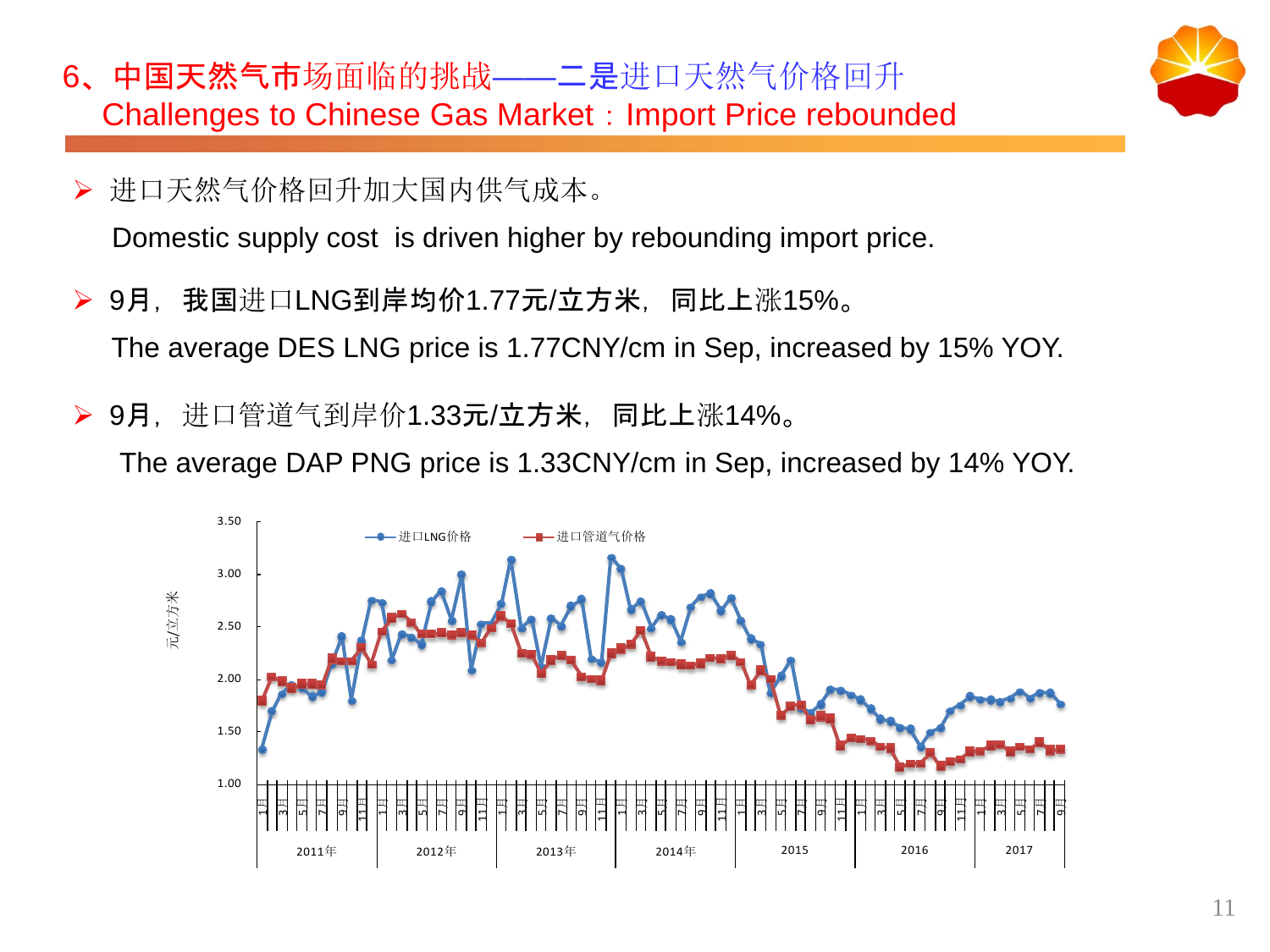# 6、中国天然气市场面临的挑战——二是进口天然气价格回升

## Challenges to Chinese Gas Market：Import Price rebounded

- 进口天然气价格回升加大国内供气成本。

  Domestic supply cost is driven higher by rebounding import price.

- 9月，**我国**进口**LNG到岸均价**1.77**元/立方米**，**同比上**涨15%。

  The average DES LNG price is 1.77CNY/cm in Sep, increased by 15% YOY.

- 9月，进口管道气到岸价1.33**元/立方米**，**同比上**涨14%。

  The average DAP PNG price is 1.33CNY/cm in Sep, increased by 14% YOY.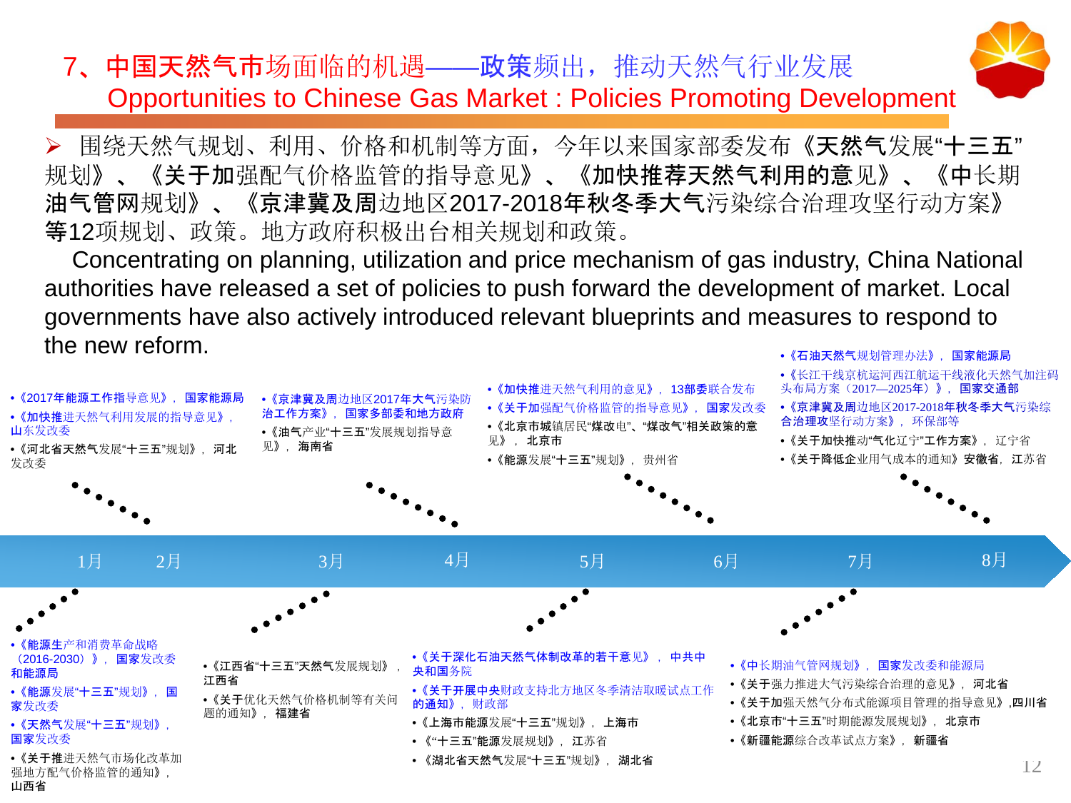# 7、中国天然气市场面临的机遇——政策频出，推动天然气行业发展

## Opportunities to Chinese Gas Market : Policies Promoting Development

➢ 围绕天然气规划、利用、价格和机制等方面，今年以来国家部委发布《天然气发展"十三五"规划》、《关于加强配气价格监管的指导意见》、《加快推荐天然气利用的意见》、《中长期油气管网规划》、《京津冀及周边地区2017-2018年秋冬季大气污染综合治理攻坚行动方案》等12项规划、政策。地方政府积极出台相关规划和政策。

Concentrating on planning, utilization and price mechanism of gas industry, China National authorities have released a set of policies to push forward the development of market. Local governments have also actively introduced relevant blueprints and measures to respond to the new reform.

**1月 – 2月**

- 《2017年能源工作指导意见》，国家能源局
- 《加快推进天然气利用发展的指导意见》，山东发改委
- 《河北省天然气发展"十三五"规划》，河北发改委
- 《能源生产和消费革命战略（2016-2030）》，国家发改委和能源局
- 《能源发展"十三五"规划》，国家发改委
- 《天然气发展"十三五"规划》，国家发改委
- 《关于推进天然气市场化改革加强地方配气价格监管的通知》，山西省

**3月 – 4月**

- 《京津冀及周边地区2017年大气污染防治工作方案》，国家多部委和地方政府
- 《油气产业"十三五"发展规划指导意见》，海南省
- 《江西省"十三五"天然气发展规划》，江西省
- 《关于优化天然气价格机制等有关问题的通知》，福建省

**5月 – 6月**

- 《加快推进天然气利用的意见》，13部委联合发布
- 《关于加强配气价格监管的指导意见》，国家发改委
- 《北京市城镇居民"煤改电"、"煤改气"相关政策的意见》，北京市
- 《能源发展"十三五"规划》，贵州省
- 《关于深化石油天然气体制改革的若干意见》，中共中央和国务院
- 《关于开展中央财政支持北方地区冬季清洁取暖试点工作的通知》，财政部
- 《上海市能源发展"十三五"规划》，上海市
- 《"十三五"能源发展规划》，江苏省
- 《湖北省天然气发展"十三五"规划》，湖北省

**7月 – 8月**

- 《石油天然气规划管理办法》，国家能源局
- 《长江干线京杭运河西江航运干线液化天然气加注码头布局方案（2017—2025年）》，国家交通部
- 《京津冀及周边地区2017-2018年秋冬季大气污染综合治理攻坚行动方案》，环保部等
- 《关于加快推动"气化辽宁"工作方案》，辽宁省
- 《关于降低企业用气成本的通知》安徽省，江苏省
- 《中长期油气管网规划》，国家发改委和能源局
- 《关于强力推进大气污染综合治理的意见》，河北省
- 《关于加强天然气分布式能源项目管理的指导意见》，四川省
- 《北京市"十三五"时期能源发展规划》，北京市
- 《新疆能源综合改革试点方案》，新疆省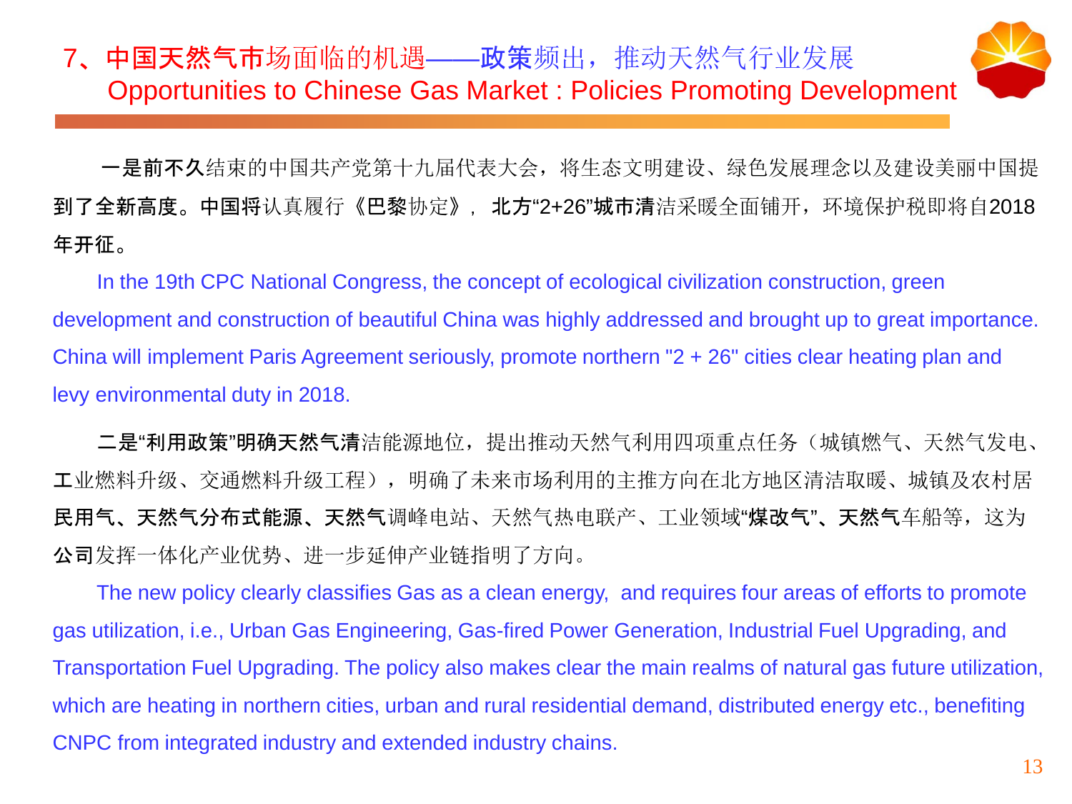# 7、中国天然气市场面临的机遇——政策频出，推动天然气行业发展
## Opportunities to Chinese Gas Market : Policies Promoting Development

一是前不久结束的中国共产党第十九届代表大会，将生态文明建设、绿色发展理念以及建设美丽中国提到了全新高度。中国将认真履行《巴黎协定》， 北方“2+26”城市清洁采暖全面铺开，环境保护税即将自2018年开征。

In the 19th CPC National Congress, the concept of ecological civilization construction, green development and construction of beautiful China was highly addressed and brought up to great importance. China will implement Paris Agreement seriously, promote northern "2 + 26" cities clear heating plan and levy environmental duty in 2018.

二是“利用政策”明确天然气清洁能源地位，提出推动天然气利用四项重点任务（城镇燃气、天然气发电、工业燃料升级、交通燃料升级工程），明确了未来市场利用的主推方向在北方地区清洁取暖、城镇及农村居民用气、天然气分布式能源、天然气调峰电站、天然气热电联产、工业领域“煤改气”、天然气车船等，这为公司发挥一体化产业优势、进一步延伸产业链指明了方向。

The new policy clearly classifies Gas as a clean energy,  and requires four areas of efforts to promote gas utilization, i.e., Urban Gas Engineering, Gas-fired Power Generation, Industrial Fuel Upgrading, and Transportation Fuel Upgrading. The policy also makes clear the main realms of natural gas future utilization, which are heating in northern cities, urban and rural residential demand, distributed energy etc., benefiting CNPC from integrated industry and extended industry chains.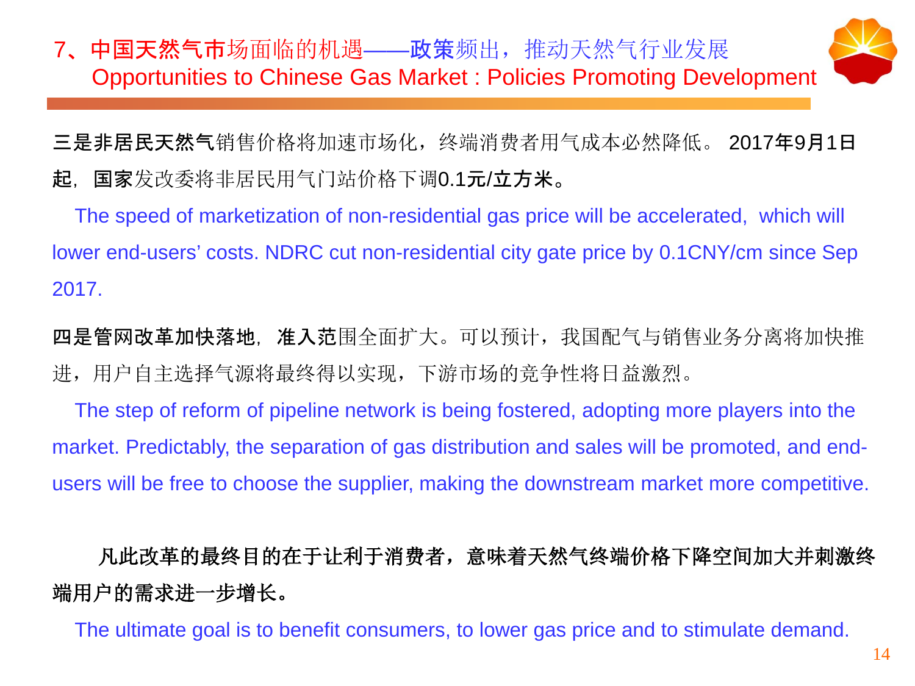## 7、中国天然气市场面临的机遇——政策频出，推动天然气行业发展
## Opportunities to Chinese Gas Market : Policies Promoting Development

**三是非居民天然气**销售价格将加速市场化，终端消费者用气成本必然降低。 **2017年9月1日起**，**国家**发改委将非居民用气门站价格下调**0.1元/立方米**。

The speed of marketization of non-residential gas price will be accelerated, which will lower end-users' costs. NDRC cut non-residential city gate price by 0.1CNY/cm since Sep 2017.

**四是管网改革加快落地**，**准入范**围全面扩大。可以预计，我国配气与销售业务分离将加快推进，用户自主选择气源将最终得以实现，下游市场的竞争性将日益激烈。

The step of reform of pipeline network is being fostered, adopting more players into the market. Predictably, the separation of gas distribution and sales will be promoted, and end-users will be free to choose the supplier, making the downstream market more competitive.

**凡此改革的最终目的在于让利于消费者，意味着天然气终端价格下降空间加大并刺激终端用户的需求进一步增长。**

The ultimate goal is to benefit consumers, to lower gas price and to stimulate demand.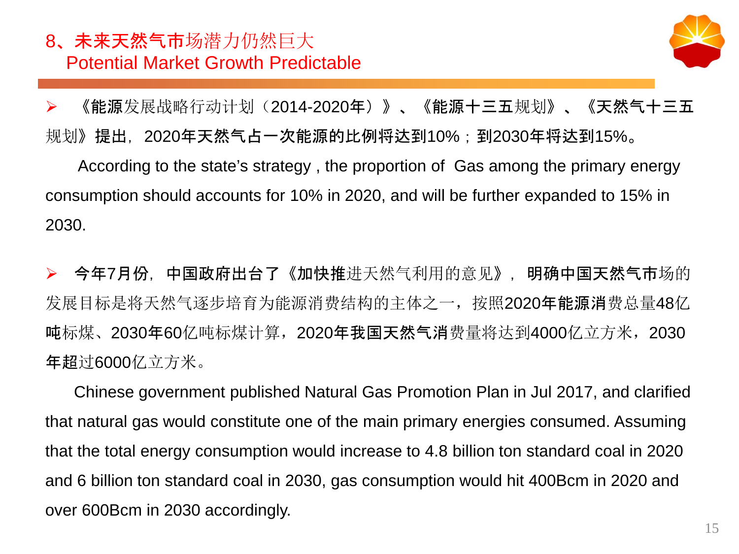## 8、未来天然气市场潜力仍然巨大
## Potential Market Growth Predictable

- 《能源发展战略行动计划（2014-2020年）》、《能源十三五规划》、《天然气十三五规划》提出，2020年天然气占一次能源的比例将达到10%；到2030年将达到15%。

  According to the state's strategy , the proportion of Gas among the primary energy consumption should accounts for 10% in 2020, and will be further expanded to 15% in 2030.

- 今年7月份，中国政府出台了《加快推进天然气利用的意见》，明确中国天然气市场的发展目标是将天然气逐步培育为能源消费结构的主体之一，按照2020年能源消费总量48亿吨标煤、2030年60亿吨标煤计算，2020年我国天然气消费量将达到4000亿立方米，2030年超过6000亿立方米。

  Chinese government published Natural Gas Promotion Plan in Jul 2017, and clarified that natural gas would constitute one of the main primary energies consumed. Assuming that the total energy consumption would increase to 4.8 billion ton standard coal in 2020 and 6 billion ton standard coal in 2030, gas consumption would hit 400Bcm in 2020 and over 600Bcm in 2030 accordingly.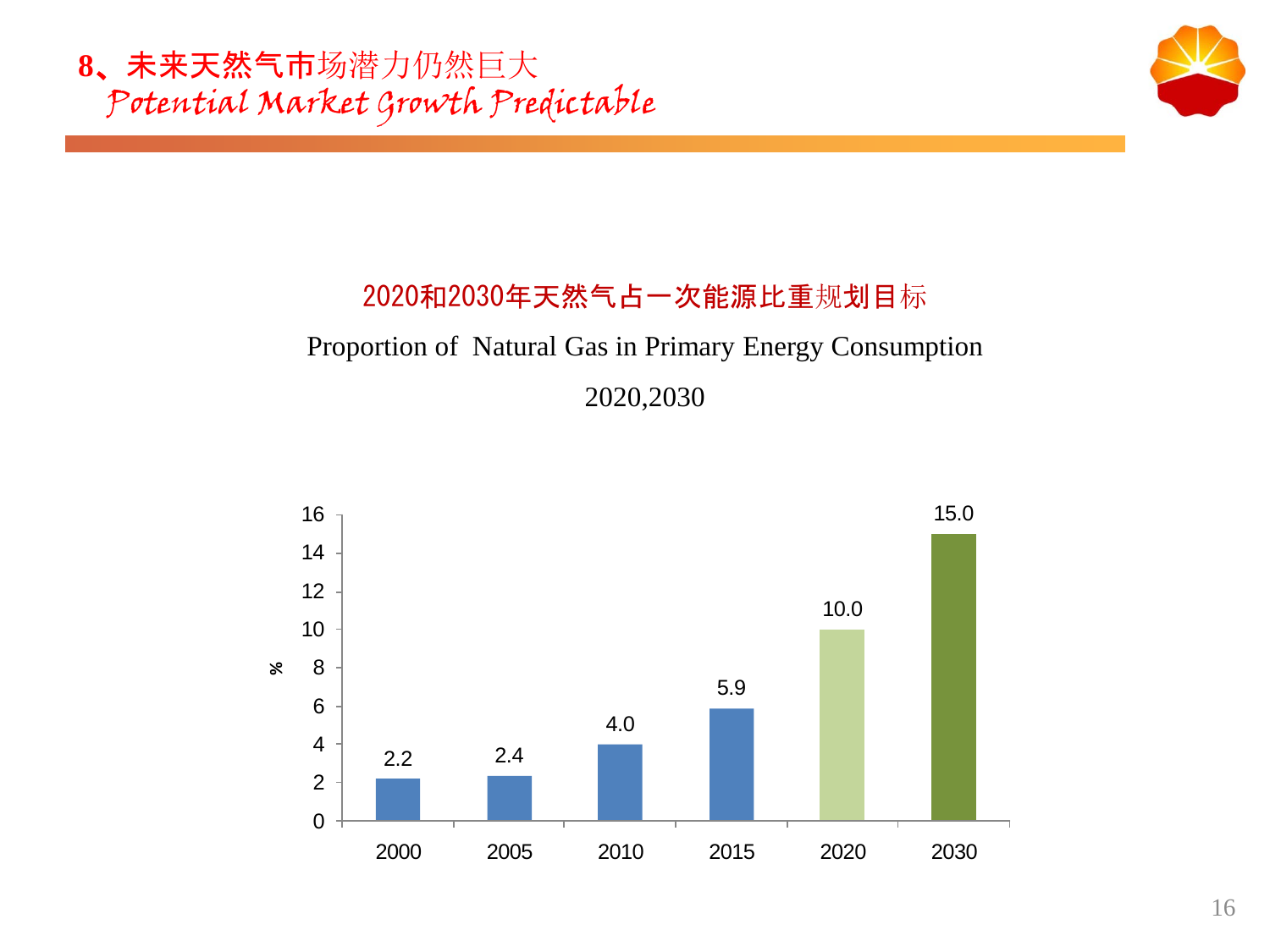# 8、未来天然气市场潜力仍然巨大

*Potential Market Growth Predictable*

2020和2030年天然气占一次能源比重规划目标

Proportion of Natural Gas in Primary Energy Consumption

2020,2030

| Year | % |
| --- | --- |
| 2000 | 2.2 |
| 2005 | 2.4 |
| 2010 | 4.0 |
| 2015 | 5.9 |
| 2020 | 10.0 |
| 2030 | 15.0 |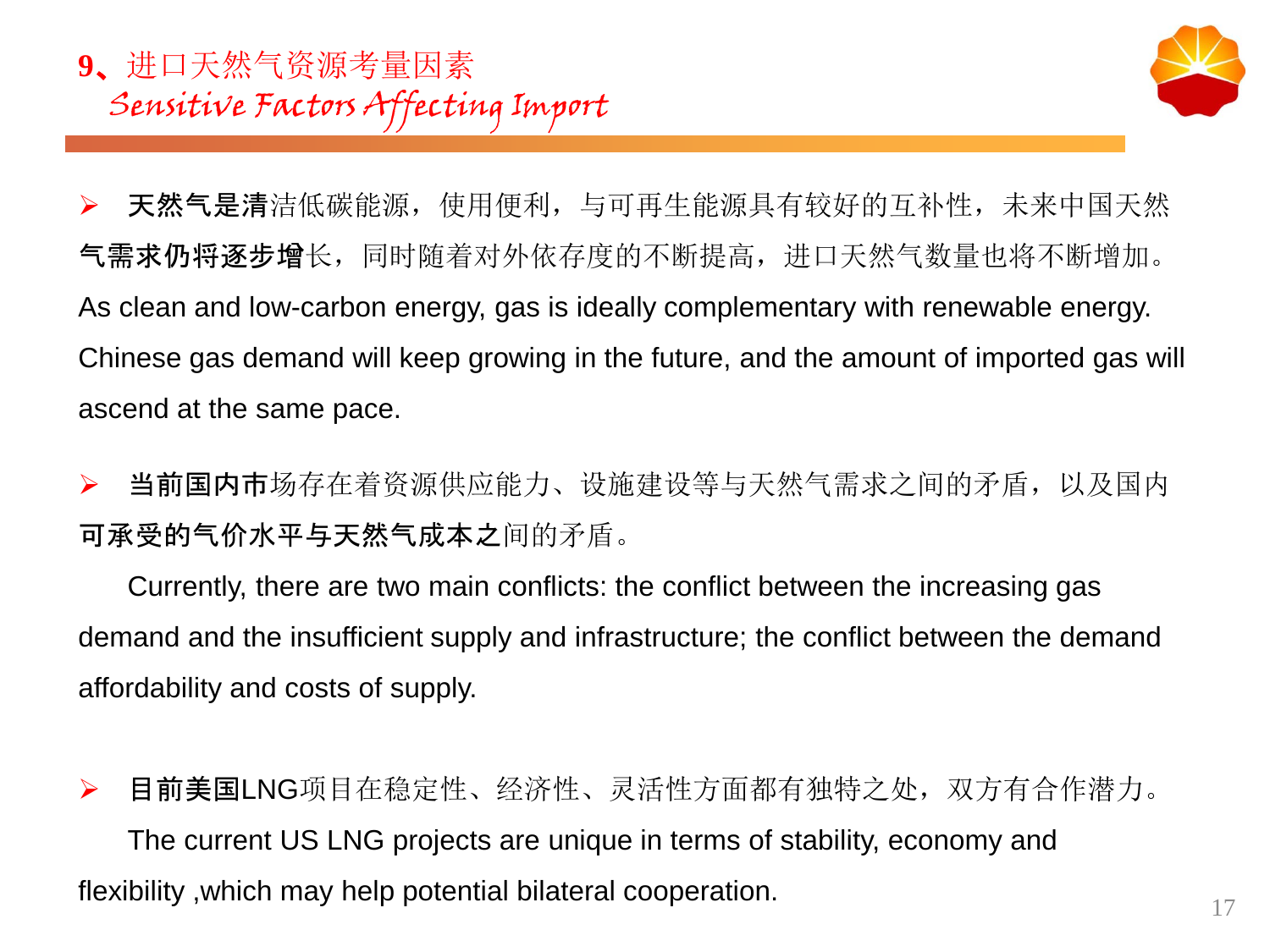## 9、进口天然气资源考量因素

## *Sensitive Factors Affecting Import*

- **天然气是清**洁低碳能源，使用便利，与可再生能源具有较好的互补性，未来中国天然**气需求仍将逐步增**长，同时随着对外依存度的不断提高，进口天然气数量也将不断增加。
  As clean and low-carbon energy, gas is ideally complementary with renewable energy. Chinese gas demand will keep growing in the future, and the amount of imported gas will ascend at the same pace.

- **当前国内市**场存在着资源供应能力、设施建设等与天然气需求之间的矛盾，以及国内**可承受的气价水平与天然气成本之**间的矛盾。
  Currently, there are two main conflicts: the conflict between the increasing gas demand and the insufficient supply and infrastructure; the conflict between the demand affordability and costs of supply.

- **目前美国**LNG项目在稳定性、经济性、灵活性方面都有独特之处，双方有合作潜力。
  The current US LNG projects are unique in terms of stability, economy and flexibility ,which may help potential bilateral cooperation.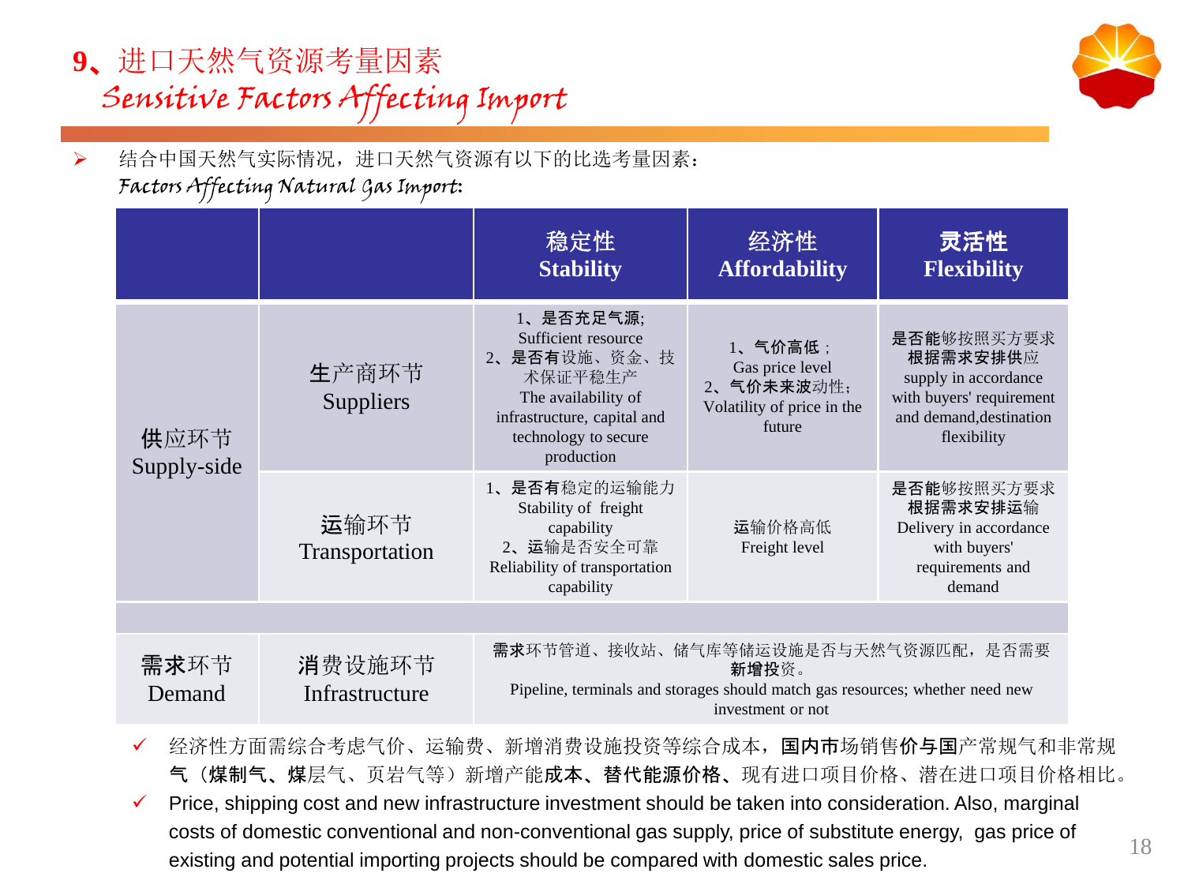# 9、进口天然气资源考量因素

## Sensitive Factors Affecting Import

- 结合中国天然气实际情况，进口天然气资源有以下的比选考量因素：
  Factors Affecting Natural Gas Import:

| | | 稳定性 Stability | 经济性 Affordability | 灵活性 Flexibility |
|---|---|---|---|---|
| 供应环节 Supply-side | 生产商环节 Suppliers | 1、是否充足气源; Sufficient resource<br>2、是否有设施、资金、技术保证平稳生产 The availability of infrastructure, capital and technology to secure production | 1、气价高低； Gas price level<br>2、气价未来波动性； Volatility of price in the future | 是否能够按照买方要求根据需求安排供应 supply in accordance with buyers' requirement and demand,destination flexibility |
| | 运输环节 Transportation | 1、是否有稳定的运输能力 Stability of freight capability<br>2、运输是否安全可靠 Reliability of transportation capability | 运输价格高低 Freight level | 是否能够按照买方要求根据需求安排运输 Delivery in accordance with buyers' requirements and demand |
| | | | | |
| 需求环节 Demand | 消费设施环节 Infrastructure | 需求环节管道、接收站、储气库等储运设施是否与天然气资源匹配，是否需要新增投资。 Pipeline, terminals and storages should match gas resources; whether need new investment or not | | |

- ✓ 经济性方面需综合考虑气价、运输费、新增消费设施投资等综合成本，国内市场销售价与国产常规气和非常规气（煤制气、煤层气、页岩气等）新增产能成本、替代能源价格、现有进口项目价格、潜在进口项目价格相比。
- ✓ Price, shipping cost and new infrastructure investment should be taken into consideration. Also, marginal costs of domestic conventional and non-conventional gas supply, price of substitute energy, gas price of existing and potential importing projects should be compared with domestic sales price.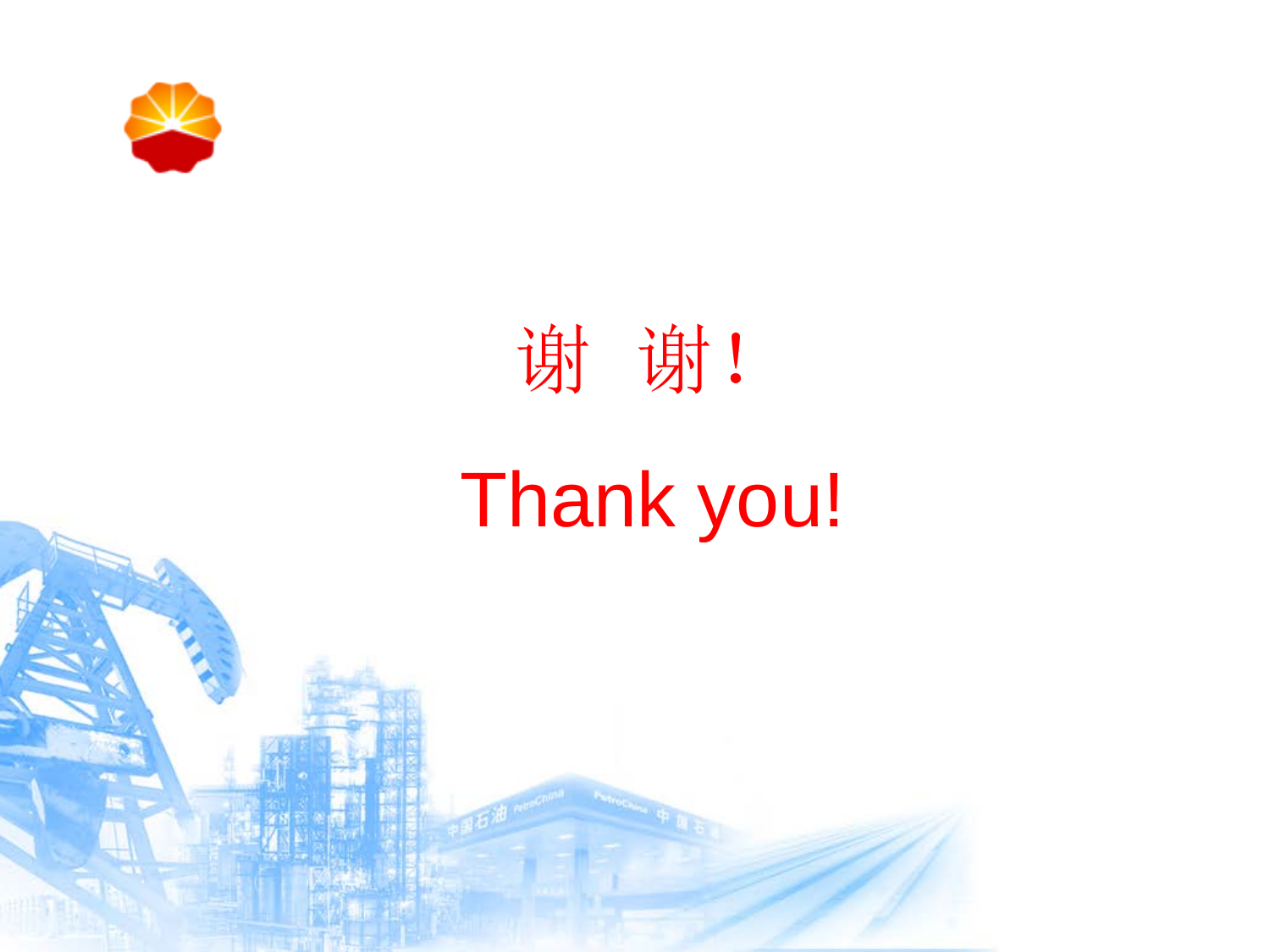谢　谢！

Thank you!